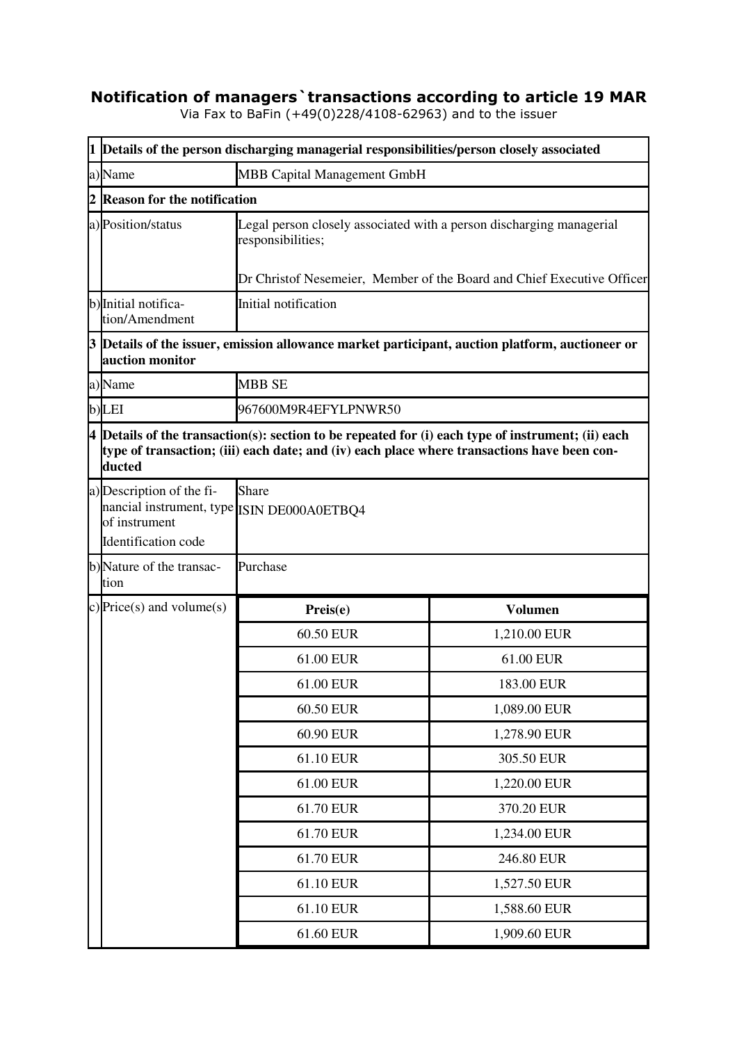# Notification of managers`transactions according to article 19 MAR

Via Fax to BaFin (+49(0)228/4108-62963) and to the issuer

| | | | |
|---|---|---|---|
| **1** | **Details of the person discharging managerial responsibilities/person closely associated** | | |
| a) | Name | MBB Capital Management GmbH | |
| **2** | **Reason for the notification** | | |
| a) | Position/status | Legal person closely associated with a person discharging managerial responsibilities;<br><br>Dr Christof Nesemeier, Member of the Board and Chief Executive Officer | |
| b) | Initial notification/Amendment | Initial notification | |
| **3** | **Details of the issuer, emission allowance market participant, auction platform, auctioneer or auction monitor** | | |
| a) | Name | MBB SE | |
| b) | LEI | 967600M9R4EFYLPNWR50 | |
| **4** | **Details of the transaction(s): section to be repeated for (i) each type of instrument; (ii) each type of transaction; (iii) each date; and (iv) each place where transactions have been conducted** | | |
| a) | Description of the financial instrument, type of instrument<br>Identification code | Share<br>ISIN DE000A0ETBQ4 | |
| b) | Nature of the transaction | Purchase | |
| c) | Price(s) and volume(s) | **Preis(e)** | **Volumen** |
| | | 60.50 EUR | 1,210.00 EUR |
| | | 61.00 EUR | 61.00 EUR |
| | | 61.00 EUR | 183.00 EUR |
| | | 60.50 EUR | 1,089.00 EUR |
| | | 60.90 EUR | 1,278.90 EUR |
| | | 61.10 EUR | 305.50 EUR |
| | | 61.00 EUR | 1,220.00 EUR |
| | | 61.70 EUR | 370.20 EUR |
| | | 61.70 EUR | 1,234.00 EUR |
| | | 61.70 EUR | 246.80 EUR |
| | | 61.10 EUR | 1,527.50 EUR |
| | | 61.10 EUR | 1,588.60 EUR |
| | | 61.60 EUR | 1,909.60 EUR |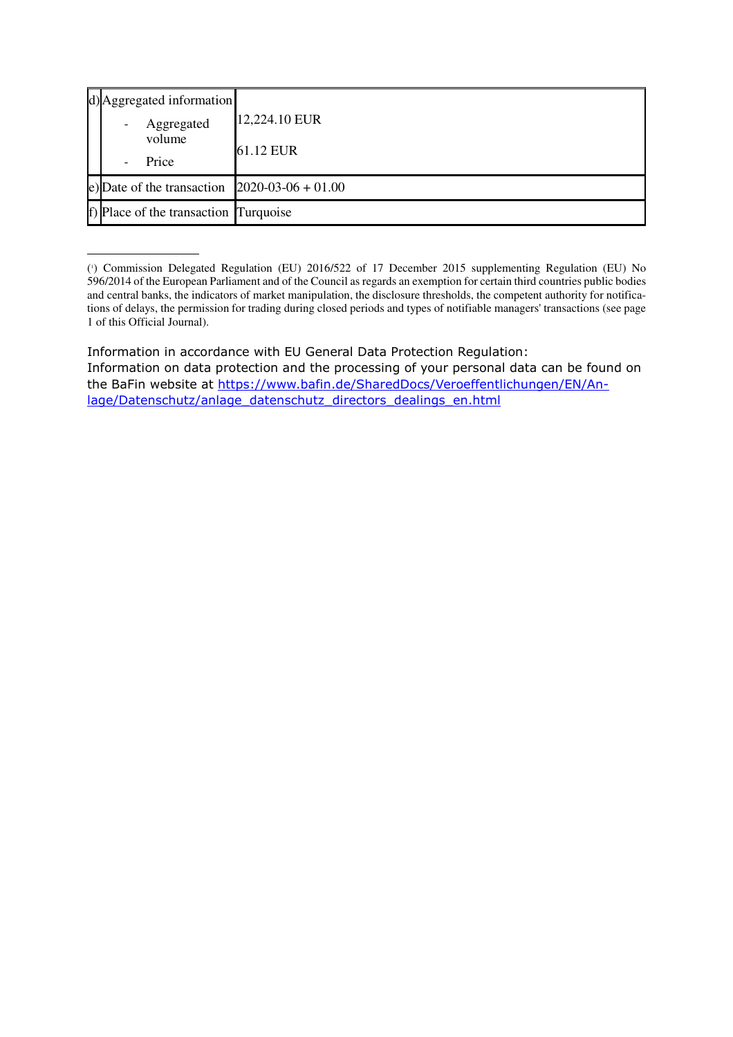| | | |
|---|---|---|
| d) | Aggregated information<br>- Aggregated volume<br>- Price | 12,224.10 EUR<br><br>61.12 EUR |
| e) | Date of the transaction | 2020-03-06 + 01.00 |
| f) | Place of the transaction | Turquoise |

---

(1) Commission Delegated Regulation (EU) 2016/522 of 17 December 2015 supplementing Regulation (EU) No 596/2014 of the European Parliament and of the Council as regards an exemption for certain third countries public bodies and central banks, the indicators of market manipulation, the disclosure thresholds, the competent authority for notifications of delays, the permission for trading during closed periods and types of notifiable managers' transactions (see page 1 of this Official Journal).

Information in accordance with EU General Data Protection Regulation:
Information on data protection and the processing of your personal data can be found on the BaFin website at https://www.bafin.de/SharedDocs/Veroeffentlichungen/EN/Anlage/Datenschutz/anlage_datenschutz_directors_dealings_en.html